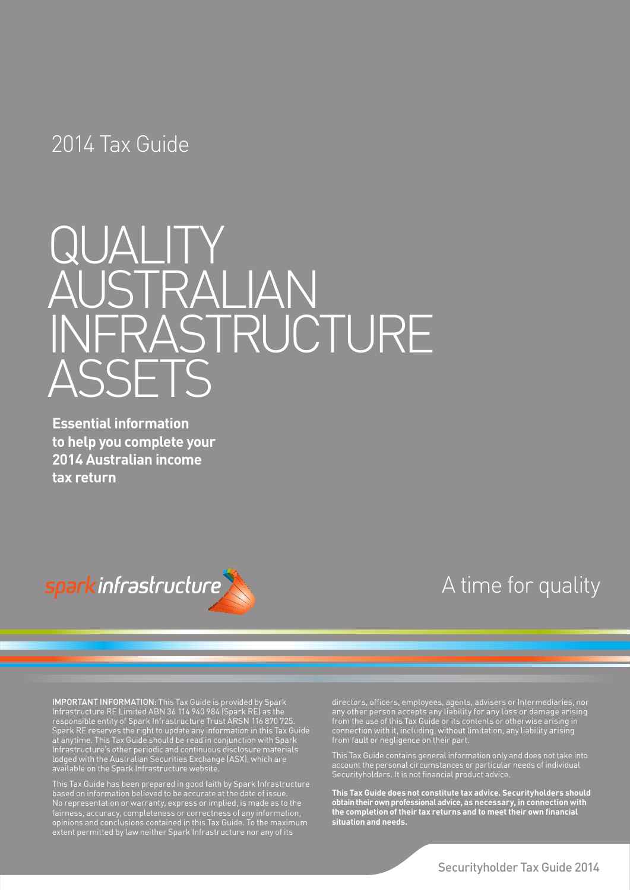2014 Tax Guide

# QUALITY AUSTRALIAN INFRASTRUCTURE ASSETS

**Essential information to help you complete your 2014 Australian income tax return**

sparkinfrastructure

A time for quality

IMPORTANT INFORMATION: This Tax Guide is provided by Spark Infrastructure RE Limited ABN 36 114 940 984 (Spark RE) as the responsible entity of Spark Infrastructure Trust ARSN 116 870 725. Spark RE reserves the right to update any information in this Tax Guide at anytime. This Tax Guide should be read in conjunction with Spark Infrastructure's other periodic and continuous disclosure materials lodged with the Australian Securities Exchange (ASX), which are available on the Spark Infrastructure website.

This Tax Guide has been prepared in good faith by Spark Infrastructure based on information believed to be accurate at the date of issue. No representation or warranty, express or implied, is made as to the fairness, accuracy, completeness or correctness of any information, opinions and conclusions contained in this Tax Guide. To the maximum extent permitted by law neither Spark Infrastructure nor any of its directors, officers, employees, agents, advisers or Intermediaries, nor any other person accepts any liability for any loss or damage arising from the use of this Tax Guide or its contents or otherwise arising in connection with it, including, without limitation, any liability arising from fault or negligence on their part.

This Tax Guide contains general information only and does not take into account the personal circumstances or particular needs of individual Securityholders. It is not financial product advice.

**This Tax Guide does not constitute tax advice. Securityholders should obtain their own professional advice, as necessary, in connection with the completion of their tax returns and to meet their own financial situation and needs.**

Securityholder Tax Guide 2014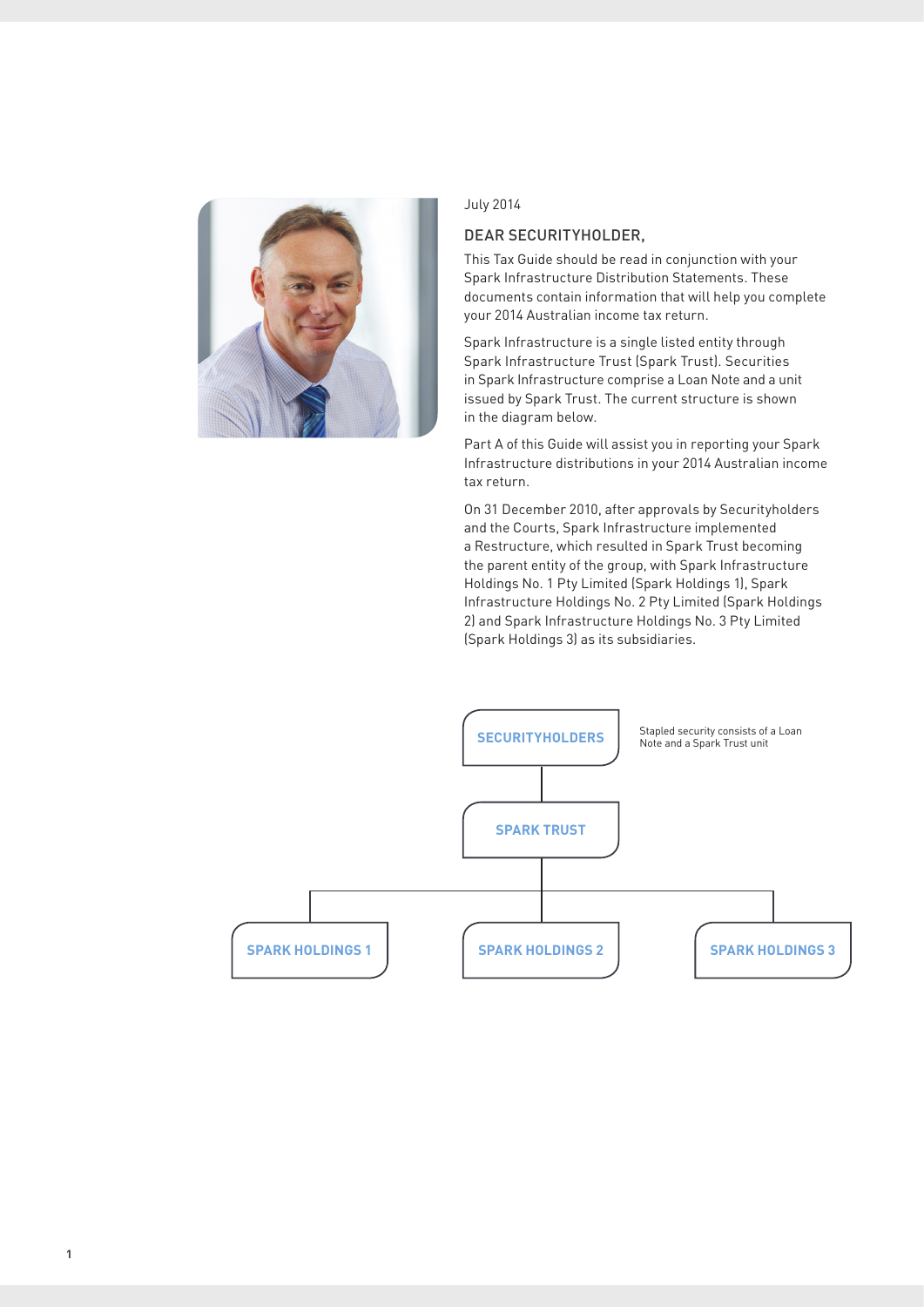July 2014

## DEAR SECURITYHOLDER,

This Tax Guide should be read in conjunction with your Spark Infrastructure Distribution Statements. These documents contain information that will help you complete your 2014 Australian income tax return.

Spark Infrastructure is a single listed entity through Spark Infrastructure Trust (Spark Trust). Securities in Spark Infrastructure comprise a Loan Note and a unit issued by Spark Trust. The current structure is shown in the diagram below.

Part A of this Guide will assist you in reporting your Spark Infrastructure distributions in your 2014 Australian income tax return.

On 31 December 2010, after approvals by Securityholders and the Courts, Spark Infrastructure implemented a Restructure, which resulted in Spark Trust becoming the parent entity of the group, with Spark Infrastructure Holdings No. 1 Pty Limited (Spark Holdings 1), Spark Infrastructure Holdings No. 2 Pty Limited (Spark Holdings 2) and Spark Infrastructure Holdings No. 3 Pty Limited (Spark Holdings 3) as its subsidiaries.

**SECURITYHOLDERS** — Stapled security consists of a Loan Note and a Spark Trust unit

**SPARK TRUST**

**SPARK HOLDINGS 1** | **SPARK HOLDINGS 2** | **SPARK HOLDINGS 3**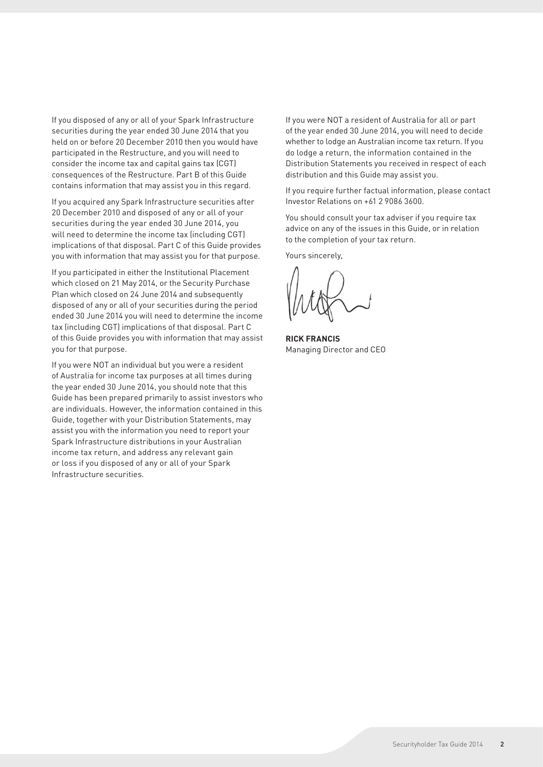If you disposed of any or all of your Spark Infrastructure securities during the year ended 30 June 2014 that you held on or before 20 December 2010 then you would have participated in the Restructure, and you will need to consider the income tax and capital gains tax (CGT) consequences of the Restructure. Part B of this Guide contains information that may assist you in this regard.

If you acquired any Spark Infrastructure securities after 20 December 2010 and disposed of any or all of your securities during the year ended 30 June 2014, you will need to determine the income tax (including CGT) implications of that disposal. Part C of this Guide provides you with information that may assist you for that purpose.

If you participated in either the Institutional Placement which closed on 21 May 2014, or the Security Purchase Plan which closed on 24 June 2014 and subsequently disposed of any or all of your securities during the period ended 30 June 2014 you will need to determine the income tax (including CGT) implications of that disposal. Part C of this Guide provides you with information that may assist you for that purpose.

If you were NOT an individual but you were a resident of Australia for income tax purposes at all times during the year ended 30 June 2014, you should note that this Guide has been prepared primarily to assist investors who are individuals. However, the information contained in this Guide, together with your Distribution Statements, may assist you with the information you need to report your Spark Infrastructure distributions in your Australian income tax return, and address any relevant gain or loss if you disposed of any or all of your Spark Infrastructure securities.

If you were NOT a resident of Australia for all or part of the year ended 30 June 2014, you will need to decide whether to lodge an Australian income tax return. If you do lodge a return, the information contained in the Distribution Statements you received in respect of each distribution and this Guide may assist you.

If you require further factual information, please contact Investor Relations on +61 2 9086 3600.

You should consult your tax adviser if you require tax advice on any of the issues in this Guide, or in relation to the completion of your tax return.

Yours sincerely,

**RICK FRANCIS**
Managing Director and CEO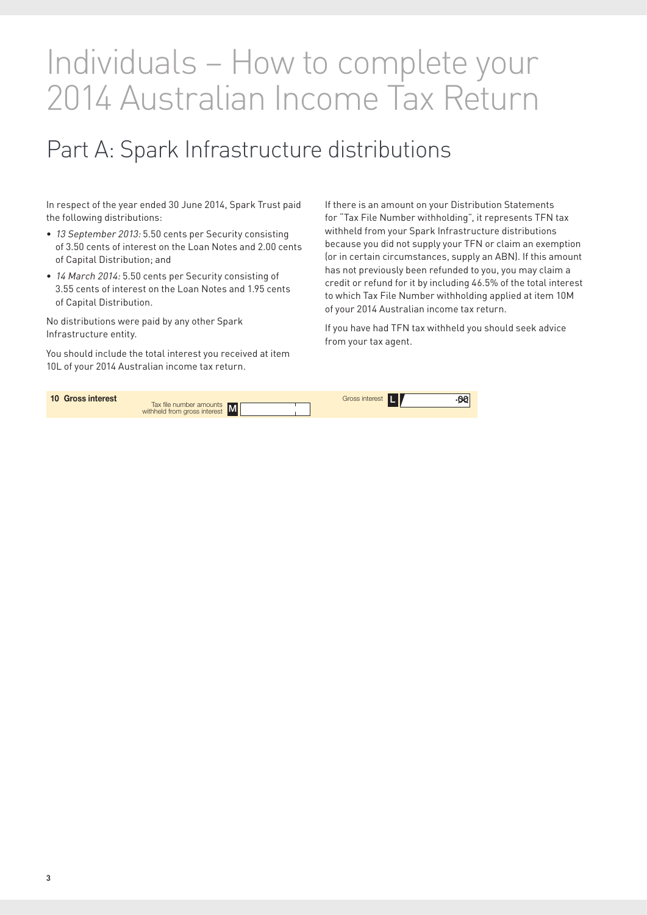# Individuals – How to complete your 2014 Australian Income Tax Return

## Part A: Spark Infrastructure distributions

In respect of the year ended 30 June 2014, Spark Trust paid the following distributions:

- *13 September 2013:* 5.50 cents per Security consisting of 3.50 cents of interest on the Loan Notes and 2.00 cents of Capital Distribution; and
- *14 March 2014:* 5.50 cents per Security consisting of 3.55 cents of interest on the Loan Notes and 1.95 cents of Capital Distribution.

No distributions were paid by any other Spark Infrastructure entity.

You should include the total interest you received at item 10L of your 2014 Australian income tax return.

If there is an amount on your Distribution Statements for "Tax File Number withholding", it represents TFN tax withheld from your Spark Infrastructure distributions because you did not supply your TFN or claim an exemption (or in certain circumstances, supply an ABN). If this amount has not previously been refunded to you, you may claim a credit or refund for it by including 46.5% of the total interest to which Tax File Number withholding applied at item 10M of your 2014 Australian income tax return.

If you have had TFN tax withheld you should seek advice from your tax agent.

**10 Gross interest**

Tax file number amounts withheld from gross interest **M**

Gross interest **L** .00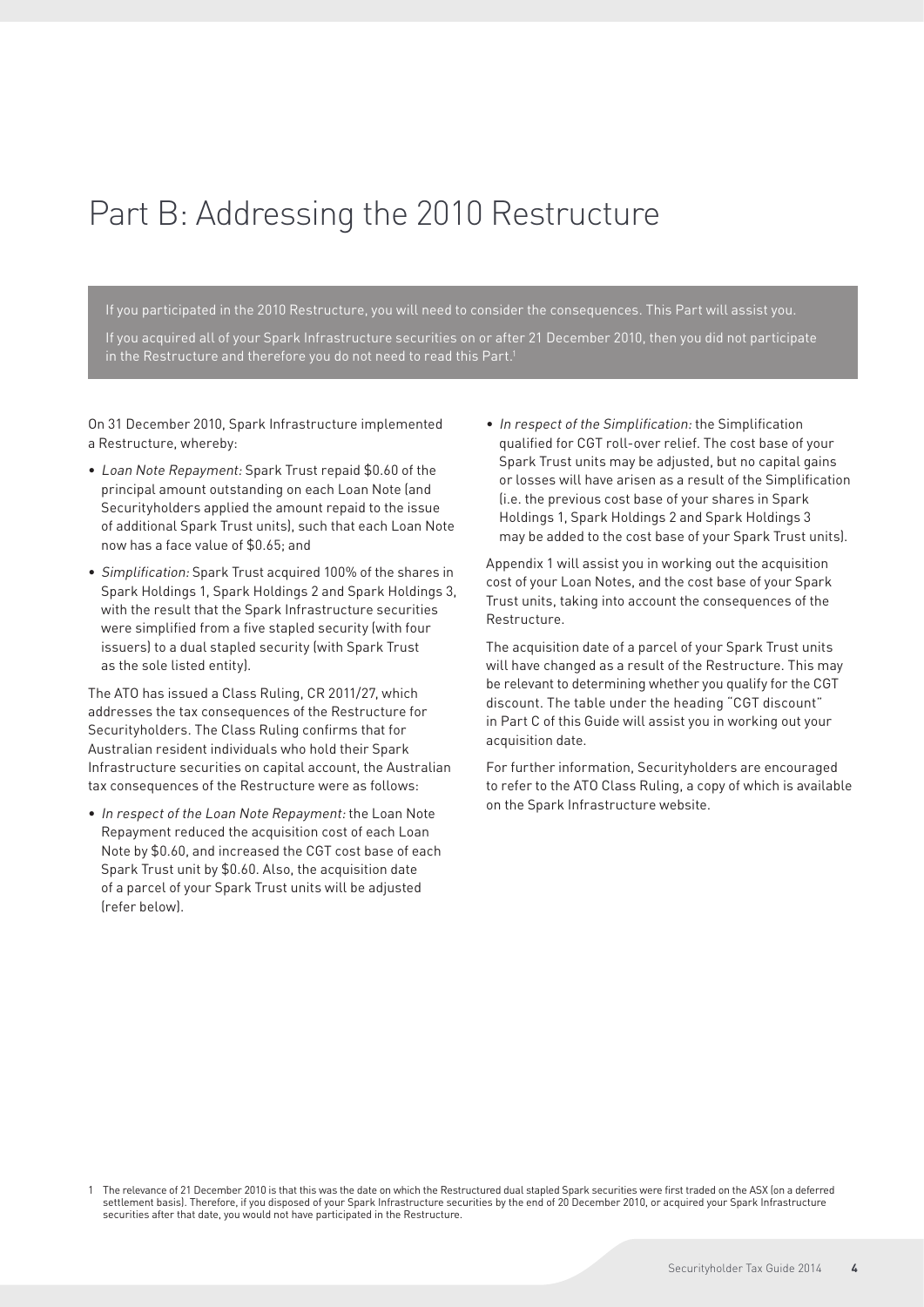# Part B: Addressing the 2010 Restructure

If you participated in the 2010 Restructure, you will need to consider the consequences. This Part will assist you.

If you acquired all of your Spark Infrastructure securities on or after 21 December 2010, then you did not participate in the Restructure and therefore you do not need to read this Part.[1]

On 31 December 2010, Spark Infrastructure implemented a Restructure, whereby:

- *Loan Note Repayment:* Spark Trust repaid \$0.60 of the principal amount outstanding on each Loan Note (and Securityholders applied the amount repaid to the issue of additional Spark Trust units), such that each Loan Note now has a face value of \$0.65; and
- *Simplification:* Spark Trust acquired 100% of the shares in Spark Holdings 1, Spark Holdings 2 and Spark Holdings 3, with the result that the Spark Infrastructure securities were simplified from a five stapled security (with four issuers) to a dual stapled security (with Spark Trust as the sole listed entity).

The ATO has issued a Class Ruling, CR 2011/27, which addresses the tax consequences of the Restructure for Securityholders. The Class Ruling confirms that for Australian resident individuals who hold their Spark Infrastructure securities on capital account, the Australian tax consequences of the Restructure were as follows:

- *In respect of the Loan Note Repayment:* the Loan Note Repayment reduced the acquisition cost of each Loan Note by \$0.60, and increased the CGT cost base of each Spark Trust unit by \$0.60. Also, the acquisition date of a parcel of your Spark Trust units will be adjusted (refer below).
- *In respect of the Simplification:* the Simplification qualified for CGT roll-over relief. The cost base of your Spark Trust units may be adjusted, but no capital gains or losses will have arisen as a result of the Simplification (i.e. the previous cost base of your shares in Spark Holdings 1, Spark Holdings 2 and Spark Holdings 3 may be added to the cost base of your Spark Trust units).

Appendix 1 will assist you in working out the acquisition cost of your Loan Notes, and the cost base of your Spark Trust units, taking into account the consequences of the Restructure.

The acquisition date of a parcel of your Spark Trust units will have changed as a result of the Restructure. This may be relevant to determining whether you qualify for the CGT discount. The table under the heading "CGT discount" in Part C of this Guide will assist you in working out your acquisition date.

For further information, Securityholders are encouraged to refer to the ATO Class Ruling, a copy of which is available on the Spark Infrastructure website.

[1] The relevance of 21 December 2010 is that this was the date on which the Restructured dual stapled Spark securities were first traded on the ASX (on a deferred settlement basis). Therefore, if you disposed of your Spark Infrastructure securities by the end of 20 December 2010, or acquired your Spark Infrastructure securities after that date, you would not have participated in the Restructure.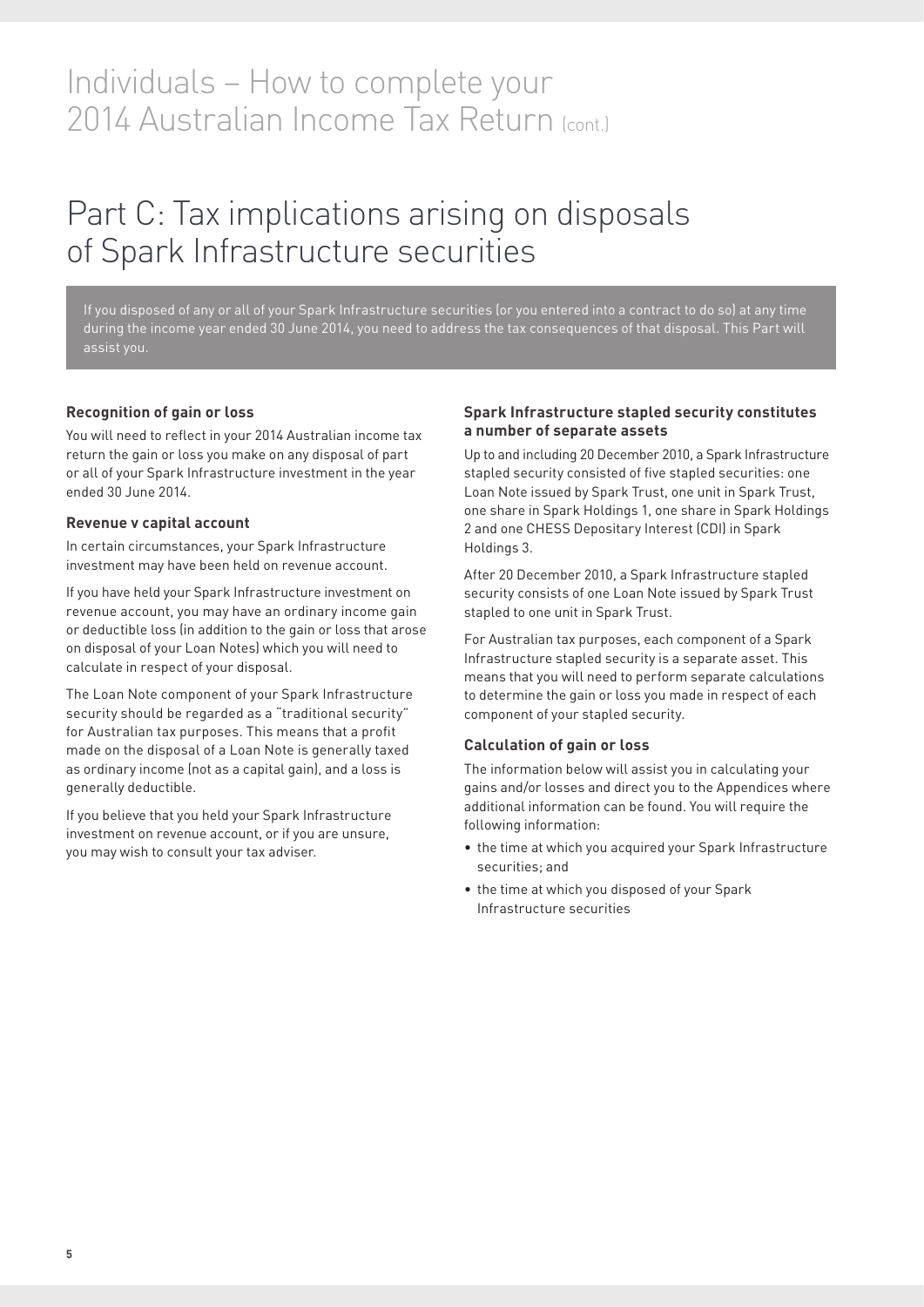# Individuals – How to complete your 2014 Australian Income Tax Return (cont.)

# Part C: Tax implications arising on disposals of Spark Infrastructure securities

If you disposed of any or all of your Spark Infrastructure securities (or you entered into a contract to do so) at any time during the income year ended 30 June 2014, you need to address the tax consequences of that disposal. This Part will assist you.

### Recognition of gain or loss

You will need to reflect in your 2014 Australian income tax return the gain or loss you make on any disposal of part or all of your Spark Infrastructure investment in the year ended 30 June 2014.

### Revenue v capital account

In certain circumstances, your Spark Infrastructure investment may have been held on revenue account.

If you have held your Spark Infrastructure investment on revenue account, you may have an ordinary income gain or deductible loss (in addition to the gain or loss that arose on disposal of your Loan Notes) which you will need to calculate in respect of your disposal.

The Loan Note component of your Spark Infrastructure security should be regarded as a "traditional security" for Australian tax purposes. This means that a profit made on the disposal of a Loan Note is generally taxed as ordinary income (not as a capital gain), and a loss is generally deductible.

If you believe that you held your Spark Infrastructure investment on revenue account, or if you are unsure, you may wish to consult your tax adviser.

### Spark Infrastructure stapled security constitutes a number of separate assets

Up to and including 20 December 2010, a Spark Infrastructure stapled security consisted of five stapled securities: one Loan Note issued by Spark Trust, one unit in Spark Trust, one share in Spark Holdings 1, one share in Spark Holdings 2 and one CHESS Depositary Interest (CDI) in Spark Holdings 3.

After 20 December 2010, a Spark Infrastructure stapled security consists of one Loan Note issued by Spark Trust stapled to one unit in Spark Trust.

For Australian tax purposes, each component of a Spark Infrastructure stapled security is a separate asset. This means that you will need to perform separate calculations to determine the gain or loss you made in respect of each component of your stapled security.

### Calculation of gain or loss

The information below will assist you in calculating your gains and/or losses and direct you to the Appendices where additional information can be found. You will require the following information:

- the time at which you acquired your Spark Infrastructure securities; and
- the time at which you disposed of your Spark Infrastructure securities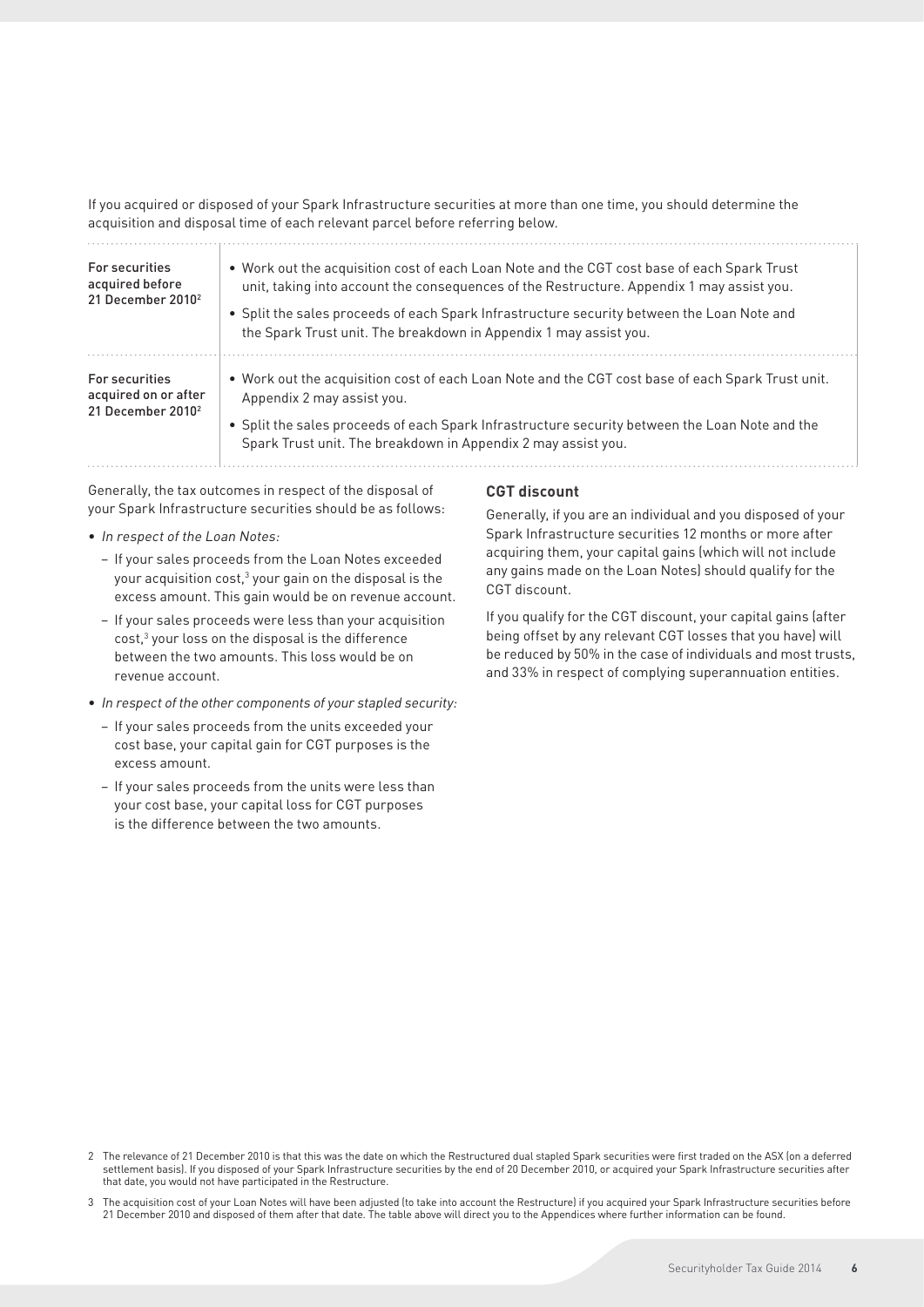If you acquired or disposed of your Spark Infrastructure securities at more than one time, you should determine the acquisition and disposal time of each relevant parcel before referring below.

| | |
|---|---|
| For securities acquired before 21 December 2010[2] | • Work out the acquisition cost of each Loan Note and the CGT cost base of each Spark Trust unit, taking into account the consequences of the Restructure. Appendix 1 may assist you.<br>• Split the sales proceeds of each Spark Infrastructure security between the Loan Note and the Spark Trust unit. The breakdown in Appendix 1 may assist you. |
| For securities acquired on or after 21 December 2010[2] | • Work out the acquisition cost of each Loan Note and the CGT cost base of each Spark Trust unit. Appendix 2 may assist you.<br>• Split the sales proceeds of each Spark Infrastructure security between the Loan Note and the Spark Trust unit. The breakdown in Appendix 2 may assist you. |

Generally, the tax outcomes in respect of the disposal of your Spark Infrastructure securities should be as follows:

- *In respect of the Loan Notes:*
  - If your sales proceeds from the Loan Notes exceeded your acquisition cost,[3] your gain on the disposal is the excess amount. This gain would be on revenue account.
  - If your sales proceeds were less than your acquisition cost,[3] your loss on the disposal is the difference between the two amounts. This loss would be on revenue account.
- *In respect of the other components of your stapled security:*
  - If your sales proceeds from the units exceeded your cost base, your capital gain for CGT purposes is the excess amount.
  - If your sales proceeds from the units were less than your cost base, your capital loss for CGT purposes is the difference between the two amounts.

**CGT discount**

Generally, if you are an individual and you disposed of your Spark Infrastructure securities 12 months or more after acquiring them, your capital gains (which will not include any gains made on the Loan Notes) should qualify for the CGT discount.

If you qualify for the CGT discount, your capital gains (after being offset by any relevant CGT losses that you have) will be reduced by 50% in the case of individuals and most trusts, and 33% in respect of complying superannuation entities.

2 The relevance of 21 December 2010 is that this was the date on which the Restructured dual stapled Spark securities were first traded on the ASX (on a deferred settlement basis). If you disposed of your Spark Infrastructure securities by the end of 20 December 2010, or acquired your Spark Infrastructure securities after that date, you would not have participated in the Restructure.

3 The acquisition cost of your Loan Notes will have been adjusted (to take into account the Restructure) if you acquired your Spark Infrastructure securities before 21 December 2010 and disposed of them after that date. The table above will direct you to the Appendices where further information can be found.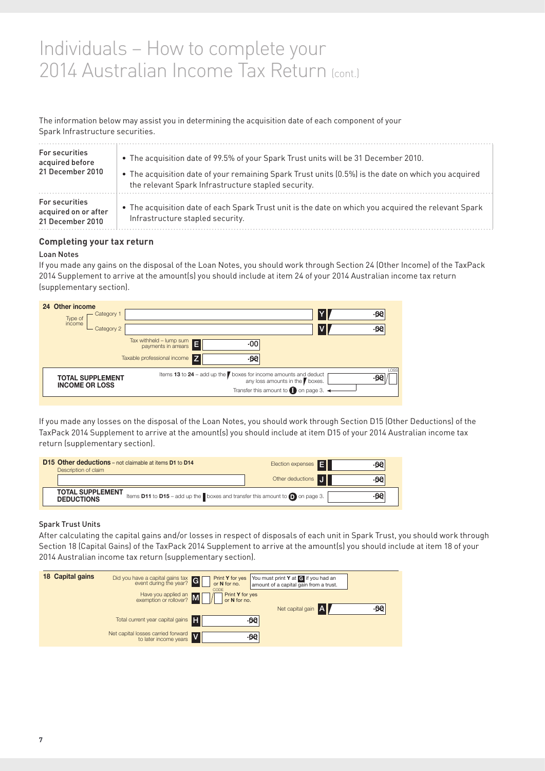# Individuals – How to complete your 2014 Australian Income Tax Return (cont.)

The information below may assist you in determining the acquisition date of each component of your Spark Infrastructure securities.

| | |
|---|---|
| For securities acquired before 21 December 2010 | • The acquisition date of 99.5% of your Spark Trust units will be 31 December 2010.<br>• The acquisition date of your remaining Spark Trust units (0.5%) is the date on which you acquired the relevant Spark Infrastructure stapled security. |
| For securities acquired on or after 21 December 2010 | • The acquisition date of each Spark Trust unit is the date on which you acquired the relevant Spark Infrastructure stapled security. |

### Completing your tax return

#### Loan Notes

If you made any gains on the disposal of the Loan Notes, you should work through Section 24 (Other Income) of the TaxPack 2014 Supplement to arrive at the amount(s) you should include at item 24 of your 2014 Australian income tax return (supplementary section).

**24 Other income**

Type of income — Category 1 **Y** .00
Type of income — Category 2 **V** .00
Tax withheld – lump sum payments in arrears **E** .00
Taxable professional income **Z** .00

**TOTAL SUPPLEMENT INCOME OR LOSS** — Items **13** to **24** – add up the boxes for income amounts and deduct any loss amounts in the boxes. .00 LOSS
Transfer this amount to **I** on page 3.

If you made any losses on the disposal of the Loan Notes, you should work through Section D15 (Other Deductions) of the TaxPack 2014 Supplement to arrive at the amount(s) you should include at item D15 of your 2014 Australian income tax return (supplementary section).

**D15 Other deductions** – not claimable at items **D1** to **D14**
Description of claim
Election expenses **E** .00
Other deductions **J** .00

**TOTAL SUPPLEMENT DEDUCTIONS** — Items **D11** to **D15** – add up the boxes and transfer this amount to **D** on page 3. .00

#### Spark Trust Units

After calculating the capital gains and/or losses in respect of disposals of each unit in Spark Trust, you should work through Section 18 (Capital Gains) of the TaxPack 2014 Supplement to arrive at the amount(s) you should include at item 18 of your 2014 Australian income tax return (supplementary section).

**18 Capital gains**

Did you have a capital gains tax event during the year? **G** Print **Y** for yes or **N** for no. You must print **Y** at **G** if you had an amount of a capital gain from a trust.
Have you applied an exemption or rollover? **M** CODE Print **Y** for yes or **N** for no.
Net capital gain **A** .00
Total current year capital gains **H** .00
Net capital losses carried forward to later income years **V** .00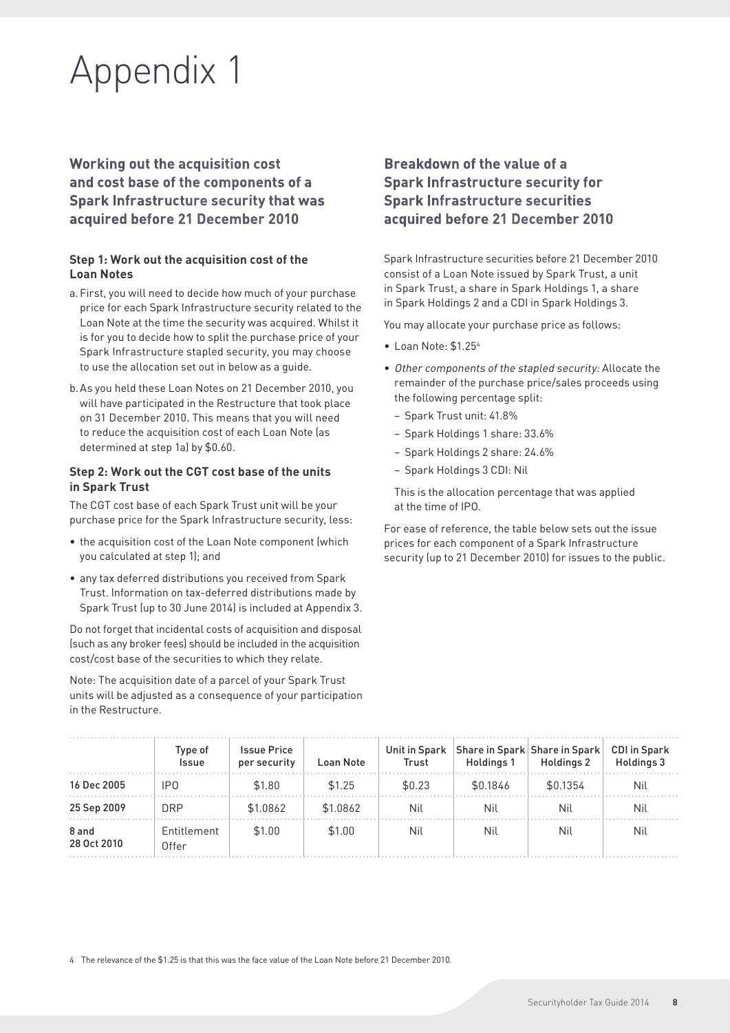# Appendix 1

## Working out the acquisition cost and cost base of the components of a Spark Infrastructure security that was acquired before 21 December 2010

### Step 1: Work out the acquisition cost of the Loan Notes

a. First, you will need to decide how much of your purchase price for each Spark Infrastructure security related to the Loan Note at the time the security was acquired. Whilst it is for you to decide how to split the purchase price of your Spark Infrastructure stapled security, you may choose to use the allocation set out in below as a guide.

b. As you held these Loan Notes on 21 December 2010, you will have participated in the Restructure that took place on 31 December 2010. This means that you will need to reduce the acquisition cost of each Loan Note (as determined at step 1a) by $0.60.

### Step 2: Work out the CGT cost base of the units in Spark Trust

The CGT cost base of each Spark Trust unit will be your purchase price for the Spark Infrastructure security, less:

- the acquisition cost of the Loan Note component (which you calculated at step 1); and
- any tax deferred distributions you received from Spark Trust. Information on tax-deferred distributions made by Spark Trust (up to 30 June 2014) is included at Appendix 3.

Do not forget that incidental costs of acquisition and disposal (such as any broker fees) should be included in the acquisition cost/cost base of the securities to which they relate.

Note: The acquisition date of a parcel of your Spark Trust units will be adjusted as a consequence of your participation in the Restructure.

## Breakdown of the value of a Spark Infrastructure security for Spark Infrastructure securities acquired before 21 December 2010

Spark Infrastructure securities before 21 December 2010 consist of a Loan Note issued by Spark Trust, a unit in Spark Trust, a share in Spark Holdings 1, a share in Spark Holdings 2 and a CDI in Spark Holdings 3.

You may allocate your purchase price as follows:

- Loan Note: $1.25[4]
- *Other components of the stapled security:* Allocate the remainder of the purchase price/sales proceeds using the following percentage split:
  - Spark Trust unit: 41.8%
  - Spark Holdings 1 share: 33.6%
  - Spark Holdings 2 share: 24.6%
  - Spark Holdings 3 CDI: Nil

  This is the allocation percentage that was applied at the time of IPO.

For ease of reference, the table below sets out the issue prices for each component of a Spark Infrastructure security (up to 21 December 2010) for issues to the public.

| | Type of Issue | Issue Price per security | Loan Note | Unit in Spark Trust | Share in Spark Holdings 1 | Share in Spark Holdings 2 | CDI in Spark Holdings 3 |
|---|---|---|---|---|---|---|---|
| 16 Dec 2005 | IPO | $1.80 | $1.25 | $0.23 | $0.1846 | $0.1354 | Nil |
| 25 Sep 2009 | DRP | $1.0862 | $1.0862 | Nil | Nil | Nil | Nil |
| 8 and 28 Oct 2010 | Entitlement Offer | $1.00 | $1.00 | Nil | Nil | Nil | Nil |

4 The relevance of the $1.25 is that this was the face value of the Loan Note before 21 December 2010.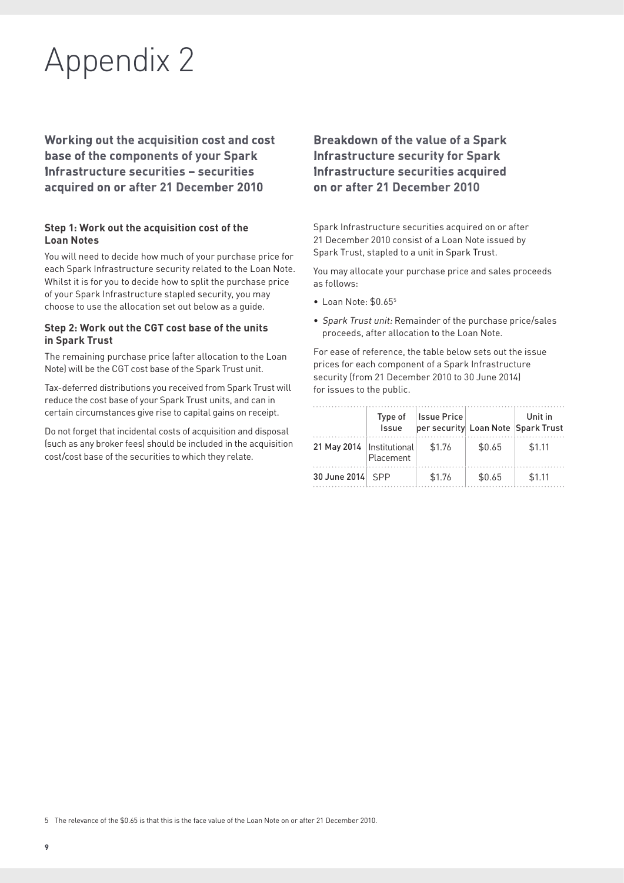# Appendix 2

## Working out the acquisition cost and cost base of the components of your Spark Infrastructure securities – securities acquired on or after 21 December 2010

### Step 1: Work out the acquisition cost of the Loan Notes

You will need to decide how much of your purchase price for each Spark Infrastructure security related to the Loan Note. Whilst it is for you to decide how to split the purchase price of your Spark Infrastructure stapled security, you may choose to use the allocation set out below as a guide.

### Step 2: Work out the CGT cost base of the units in Spark Trust

The remaining purchase price (after allocation to the Loan Note) will be the CGT cost base of the Spark Trust unit.

Tax-deferred distributions you received from Spark Trust will reduce the cost base of your Spark Trust units, and can in certain circumstances give rise to capital gains on receipt.

Do not forget that incidental costs of acquisition and disposal (such as any broker fees) should be included in the acquisition cost/cost base of the securities to which they relate.

## Breakdown of the value of a Spark Infrastructure security for Spark Infrastructure securities acquired on or after 21 December 2010

Spark Infrastructure securities acquired on or after 21 December 2010 consist of a Loan Note issued by Spark Trust, stapled to a unit in Spark Trust.

You may allocate your purchase price and sales proceeds as follows:

- Loan Note: $0.65[5]
- *Spark Trust unit:* Remainder of the purchase price/sales proceeds, after allocation to the Loan Note.

For ease of reference, the table below sets out the issue prices for each component of a Spark Infrastructure security (from 21 December 2010 to 30 June 2014) for issues to the public.

| | Type of Issue | Issue Price per security | Loan Note | Unit in Spark Trust |
|---|---|---|---|---|
| 21 May 2014 | Institutional Placement | $1.76 | $0.65 | $1.11 |
| 30 June 2014 | SPP | $1.76 | $0.65 | $1.11 |

5 The relevance of the $0.65 is that this is the face value of the Loan Note on or after 21 December 2010.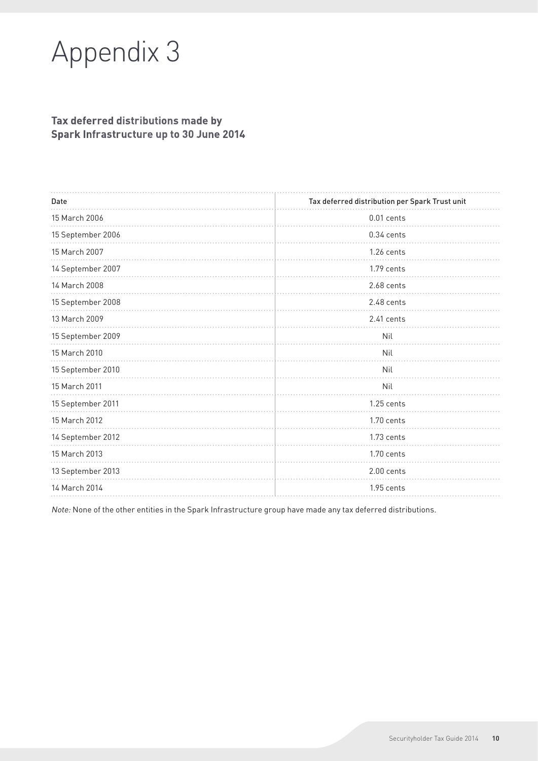# Appendix 3

## Tax deferred distributions made by Spark Infrastructure up to 30 June 2014

| Date | Tax deferred distribution per Spark Trust unit |
| --- | --- |
| 15 March 2006 | 0.01 cents |
| 15 September 2006 | 0.34 cents |
| 15 March 2007 | 1.26 cents |
| 14 September 2007 | 1.79 cents |
| 14 March 2008 | 2.68 cents |
| 15 September 2008 | 2.48 cents |
| 13 March 2009 | 2.41 cents |
| 15 September 2009 | Nil |
| 15 March 2010 | Nil |
| 15 September 2010 | Nil |
| 15 March 2011 | Nil |
| 15 September 2011 | 1.25 cents |
| 15 March 2012 | 1.70 cents |
| 14 September 2012 | 1.73 cents |
| 15 March 2013 | 1.70 cents |
| 13 September 2013 | 2.00 cents |
| 14 March 2014 | 1.95 cents |

*Note:* None of the other entities in the Spark Infrastructure group have made any tax deferred distributions.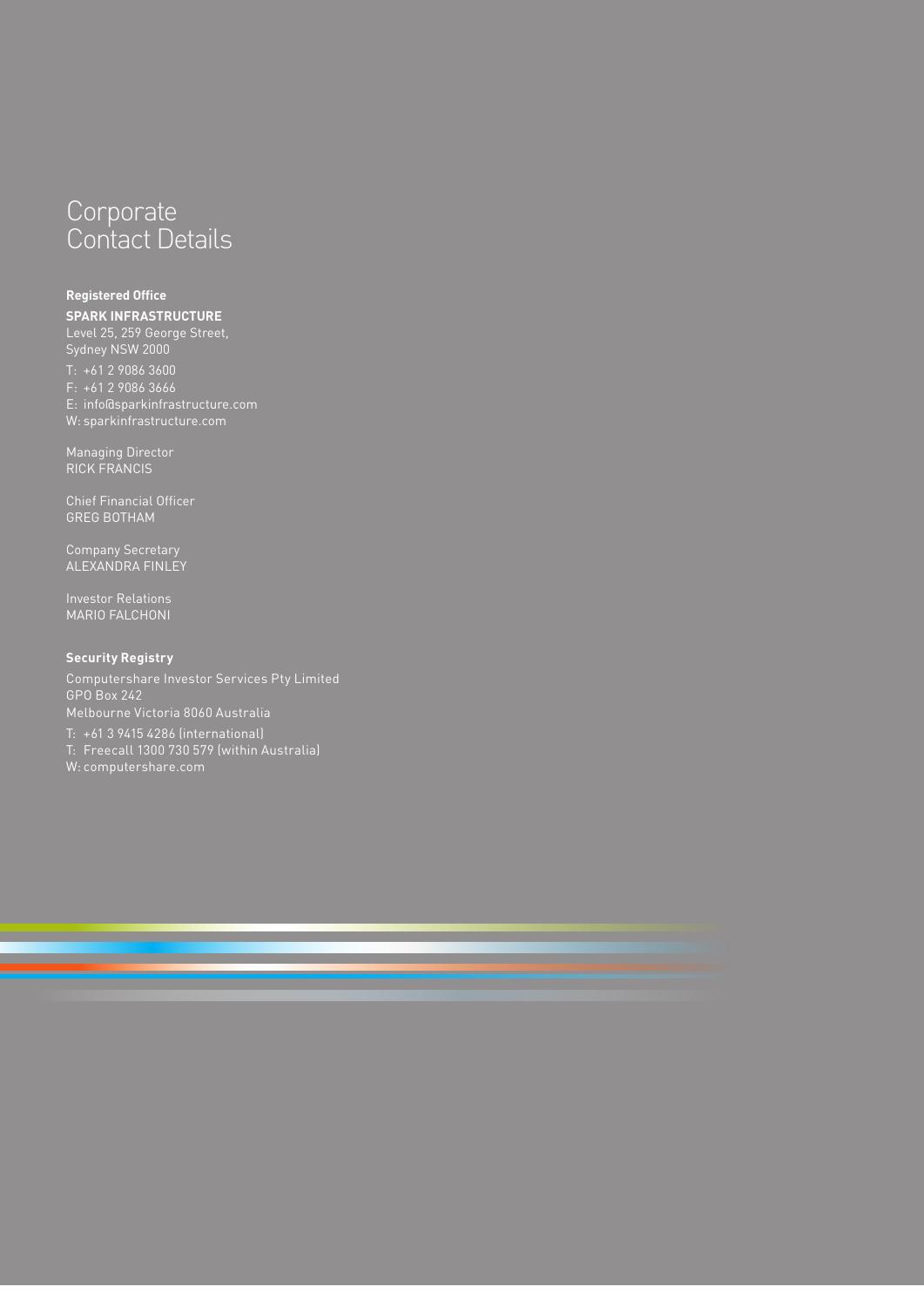# Corporate Contact Details

**Registered Office**

**SPARK INFRASTRUCTURE**
Level 25, 259 George Street,
Sydney NSW 2000

T: +61 2 9086 3600
F: +61 2 9086 3666
E: info@sparkinfrastructure.com
W: sparkinfrastructure.com

Managing Director
RICK FRANCIS

Chief Financial Officer
GREG BOTHAM

Company Secretary
ALEXANDRA FINLEY

Investor Relations
MARIO FALCHONI

**Security Registry**

Computershare Investor Services Pty Limited
GPO Box 242
Melbourne Victoria 8060 Australia

T: +61 3 9415 4286 (international)
T: Freecall 1300 730 579 (within Australia)
W: computershare.com